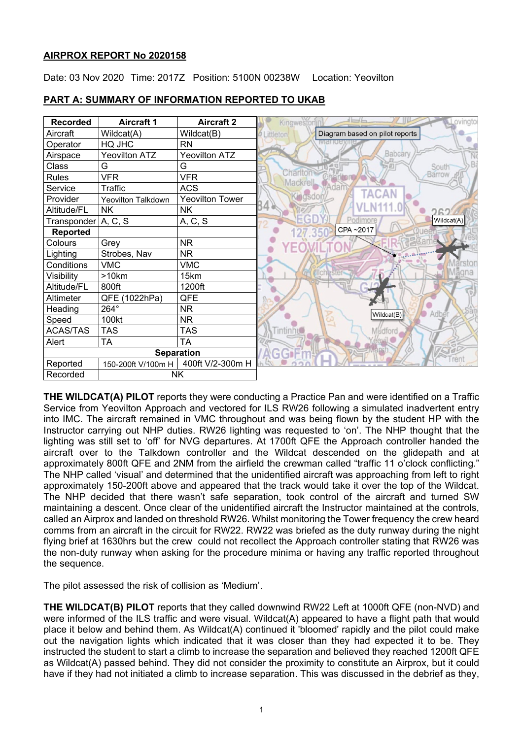**AIRPROX REPORT No 2020158**

Date: 03 Nov 2020 Time: 2017Z Position: 5100N 00238W Location: Yeovilton

**PART A: SUMMARY OF INFORMATION REPORTED TO UKAB**

| Recorded | Aircraft 1 | Aircraft 2 |
|---|---|---|
| Aircraft | Wildcat(A) | Wildcat(B) |
| Operator | HQ JHC | RN |
| Airspace | Yeovilton ATZ | Yeovilton ATZ |
| Class | G | G |
| Rules | VFR | VFR |
| Service | Traffic | ACS |
| Provider | Yeovilton Talkdown | Yeovilton Tower |
| Altitude/FL | NK | NK |
| Transponder | A, C, S | A, C, S |
| **Reported** | | |
| Colours | Grey | NR |
| Lighting | Strobes, Nav | NR |
| Conditions | VMC | VMC |
| Visibility | >10km | 15km |
| Altitude/FL | 800ft | 1200ft |
| Altimeter | QFE (1022hPa) | QFE |
| Heading | 264° | NR |
| Speed | 100kt | NR |
| ACAS/TAS | TAS | TAS |
| Alert | TA | TA |
| **Separation** | | |
| Reported | 150-200ft V/100m H | 400ft V/2-300m H |
| Recorded | NK | |

Diagram based on pilot reports

**THE WILDCAT(A) PILOT** reports they were conducting a Practice Pan and were identified on a Traffic Service from Yeovilton Approach and vectored for ILS RW26 following a simulated inadvertent entry into IMC. The aircraft remained in VMC throughout and was being flown by the student HP with the Instructor carrying out NHP duties. RW26 lighting was requested to 'on'. The NHP thought that the lighting was still set to 'off' for NVG departures. At 1700ft QFE the Approach controller handed the aircraft over to the Talkdown controller and the Wildcat descended on the glidepath and at approximately 800ft QFE and 2NM from the airfield the crewman called "traffic 11 o'clock conflicting." The NHP called 'visual' and determined that the unidentified aircraft was approaching from left to right approximately 150-200ft above and appeared that the track would take it over the top of the Wildcat. The NHP decided that there wasn't safe separation, took control of the aircraft and turned SW maintaining a descent. Once clear of the unidentified aircraft the Instructor maintained at the controls, called an Airprox and landed on threshold RW26. Whilst monitoring the Tower frequency the crew heard comms from an aircraft in the circuit for RW22. RW22 was briefed as the duty runway during the night flying brief at 1630hrs but the crew could not recollect the Approach controller stating that RW26 was the non-duty runway when asking for the procedure minima or having any traffic reported throughout the sequence.

The pilot assessed the risk of collision as 'Medium'.

**THE WILDCAT(B) PILOT** reports that they called downwind RW22 Left at 1000ft QFE (non-NVD) and were informed of the ILS traffic and were visual. Wildcat(A) appeared to have a flight path that would place it below and behind them. As Wildcat(A) continued it 'bloomed' rapidly and the pilot could make out the navigation lights which indicated that it was closer than they had expected it to be. They instructed the student to start a climb to increase the separation and believed they reached 1200ft QFE as Wildcat(A) passed behind. They did not consider the proximity to constitute an Airprox, but it could have if they had not initiated a climb to increase separation. This was discussed in the debrief as they,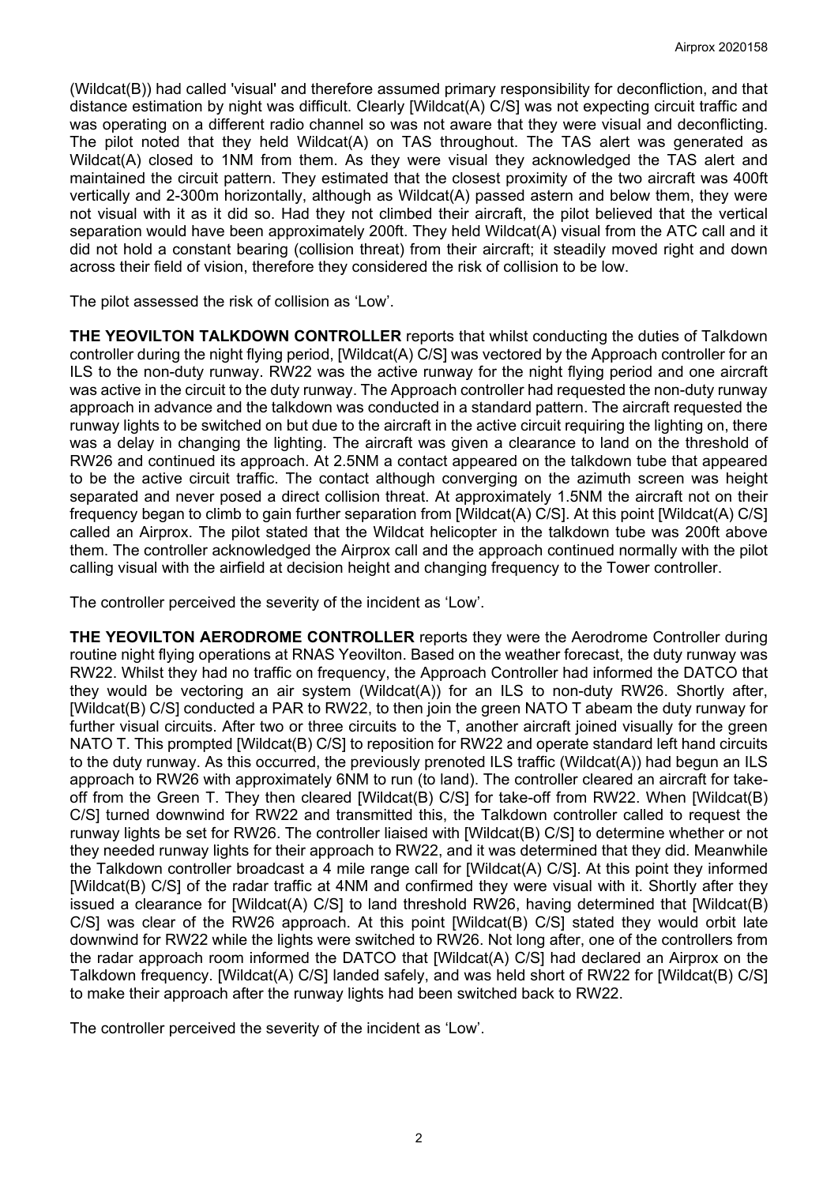(Wildcat(B)) had called 'visual' and therefore assumed primary responsibility for deconfliction, and that distance estimation by night was difficult. Clearly [Wildcat(A) C/S] was not expecting circuit traffic and was operating on a different radio channel so was not aware that they were visual and deconflicting. The pilot noted that they held Wildcat(A) on TAS throughout. The TAS alert was generated as Wildcat(A) closed to 1NM from them. As they were visual they acknowledged the TAS alert and maintained the circuit pattern. They estimated that the closest proximity of the two aircraft was 400ft vertically and 2-300m horizontally, although as Wildcat(A) passed astern and below them, they were not visual with it as it did so. Had they not climbed their aircraft, the pilot believed that the vertical separation would have been approximately 200ft. They held Wildcat(A) visual from the ATC call and it did not hold a constant bearing (collision threat) from their aircraft; it steadily moved right and down across their field of vision, therefore they considered the risk of collision to be low.

The pilot assessed the risk of collision as 'Low'.

**THE YEOVILTON TALKDOWN CONTROLLER** reports that whilst conducting the duties of Talkdown controller during the night flying period, [Wildcat(A) C/S] was vectored by the Approach controller for an ILS to the non-duty runway. RW22 was the active runway for the night flying period and one aircraft was active in the circuit to the duty runway. The Approach controller had requested the non-duty runway approach in advance and the talkdown was conducted in a standard pattern. The aircraft requested the runway lights to be switched on but due to the aircraft in the active circuit requiring the lighting on, there was a delay in changing the lighting. The aircraft was given a clearance to land on the threshold of RW26 and continued its approach. At 2.5NM a contact appeared on the talkdown tube that appeared to be the active circuit traffic. The contact although converging on the azimuth screen was height separated and never posed a direct collision threat. At approximately 1.5NM the aircraft not on their frequency began to climb to gain further separation from [Wildcat(A) C/S]. At this point [Wildcat(A) C/S] called an Airprox. The pilot stated that the Wildcat helicopter in the talkdown tube was 200ft above them. The controller acknowledged the Airprox call and the approach continued normally with the pilot calling visual with the airfield at decision height and changing frequency to the Tower controller.

The controller perceived the severity of the incident as 'Low'.

**THE YEOVILTON AERODROME CONTROLLER** reports they were the Aerodrome Controller during routine night flying operations at RNAS Yeovilton. Based on the weather forecast, the duty runway was RW22. Whilst they had no traffic on frequency, the Approach Controller had informed the DATCO that they would be vectoring an air system (Wildcat(A)) for an ILS to non-duty RW26. Shortly after, [Wildcat(B) C/S] conducted a PAR to RW22, to then join the green NATO T abeam the duty runway for further visual circuits. After two or three circuits to the T, another aircraft joined visually for the green NATO T. This prompted [Wildcat(B) C/S] to reposition for RW22 and operate standard left hand circuits to the duty runway. As this occurred, the previously prenoted ILS traffic (Wildcat(A)) had begun an ILS approach to RW26 with approximately 6NM to run (to land). The controller cleared an aircraft for take-off from the Green T. They then cleared [Wildcat(B) C/S] for take-off from RW22. When [Wildcat(B) C/S] turned downwind for RW22 and transmitted this, the Talkdown controller called to request the runway lights be set for RW26. The controller liaised with [Wildcat(B) C/S] to determine whether or not they needed runway lights for their approach to RW22, and it was determined that they did. Meanwhile the Talkdown controller broadcast a 4 mile range call for [Wildcat(A) C/S]. At this point they informed [Wildcat(B) C/S] of the radar traffic at 4NM and confirmed they were visual with it. Shortly after they issued a clearance for [Wildcat(A) C/S] to land threshold RW26, having determined that [Wildcat(B) C/S] was clear of the RW26 approach. At this point [Wildcat(B) C/S] stated they would orbit late downwind for RW22 while the lights were switched to RW26. Not long after, one of the controllers from the radar approach room informed the DATCO that [Wildcat(A) C/S] had declared an Airprox on the Talkdown frequency. [Wildcat(A) C/S] landed safely, and was held short of RW22 for [Wildcat(B) C/S] to make their approach after the runway lights had been switched back to RW22.

The controller perceived the severity of the incident as 'Low'.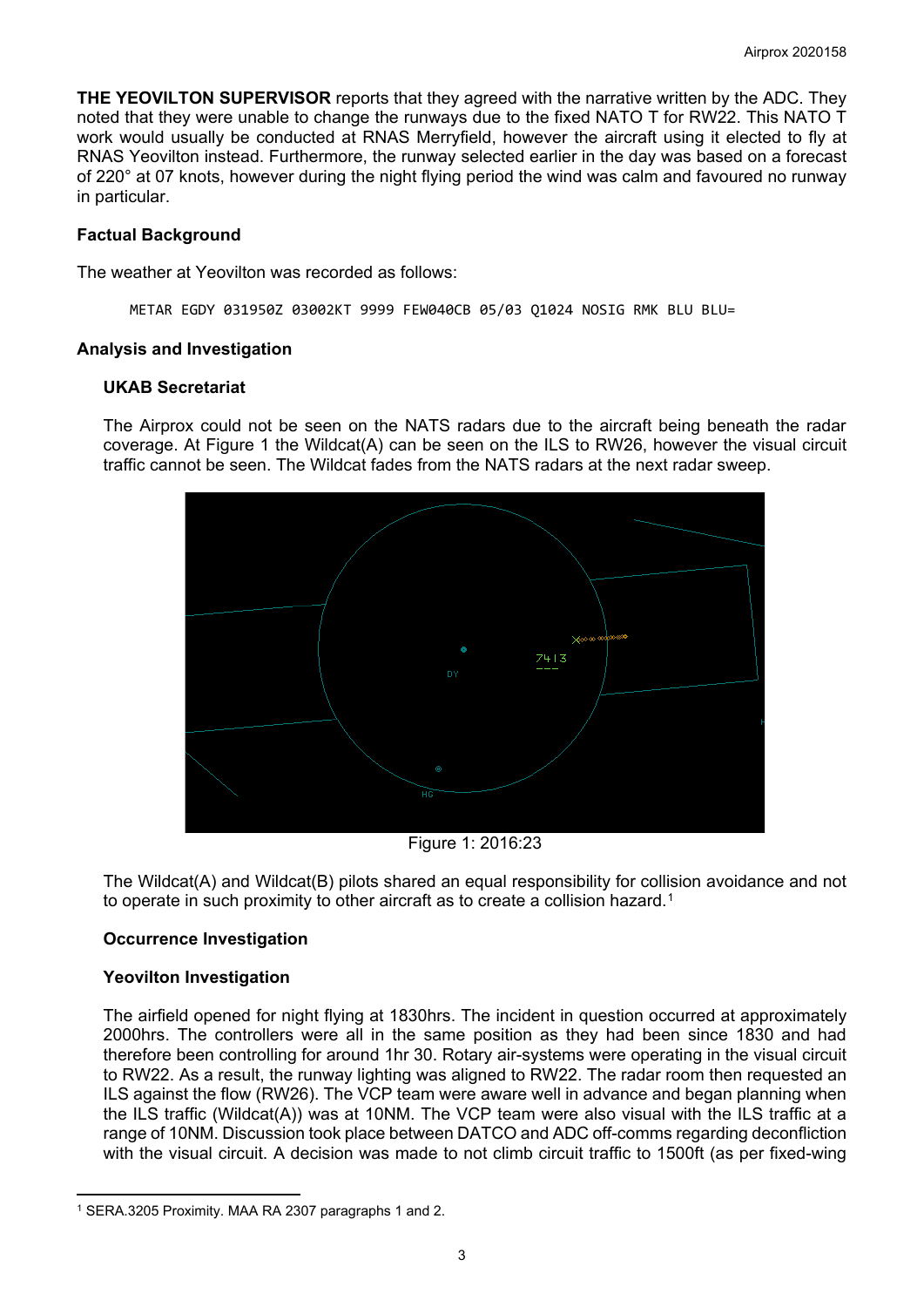**THE YEOVILTON SUPERVISOR** reports that they agreed with the narrative written by the ADC. They noted that they were unable to change the runways due to the fixed NATO T for RW22. This NATO T work would usually be conducted at RNAS Merryfield, however the aircraft using it elected to fly at RNAS Yeovilton instead. Furthermore, the runway selected earlier in the day was based on a forecast of 220° at 07 knots, however during the night flying period the wind was calm and favoured no runway in particular.

### Factual Background

The weather at Yeovilton was recorded as follows:

```
METAR EGDY 031950Z 03002KT 9999 FEW040CB 05/03 Q1024 NOSIG RMK BLU BLU=
```

### Analysis and Investigation

#### UKAB Secretariat

The Airprox could not be seen on the NATS radars due to the aircraft being beneath the radar coverage. At Figure 1 the Wildcat(A) can be seen on the ILS to RW26, however the visual circuit traffic cannot be seen. The Wildcat fades from the NATS radars at the next radar sweep.

Figure 1: 2016:23

The Wildcat(A) and Wildcat(B) pilots shared an equal responsibility for collision avoidance and not to operate in such proximity to other aircraft as to create a collision hazard.[1]

#### Occurrence Investigation

#### Yeovilton Investigation

The airfield opened for night flying at 1830hrs. The incident in question occurred at approximately 2000hrs. The controllers were all in the same position as they had been since 1830 and had therefore been controlling for around 1hr 30. Rotary air-systems were operating in the visual circuit to RW22. As a result, the runway lighting was aligned to RW22. The radar room then requested an ILS against the flow (RW26). The VCP team were aware well in advance and began planning when the ILS traffic (Wildcat(A)) was at 10NM. The VCP team were also visual with the ILS traffic at a range of 10NM. Discussion took place between DATCO and ADC off-comms regarding deconfliction with the visual circuit. A decision was made to not climb circuit traffic to 1500ft (as per fixed-wing

[1] SERA.3205 Proximity. MAA RA 2307 paragraphs 1 and 2.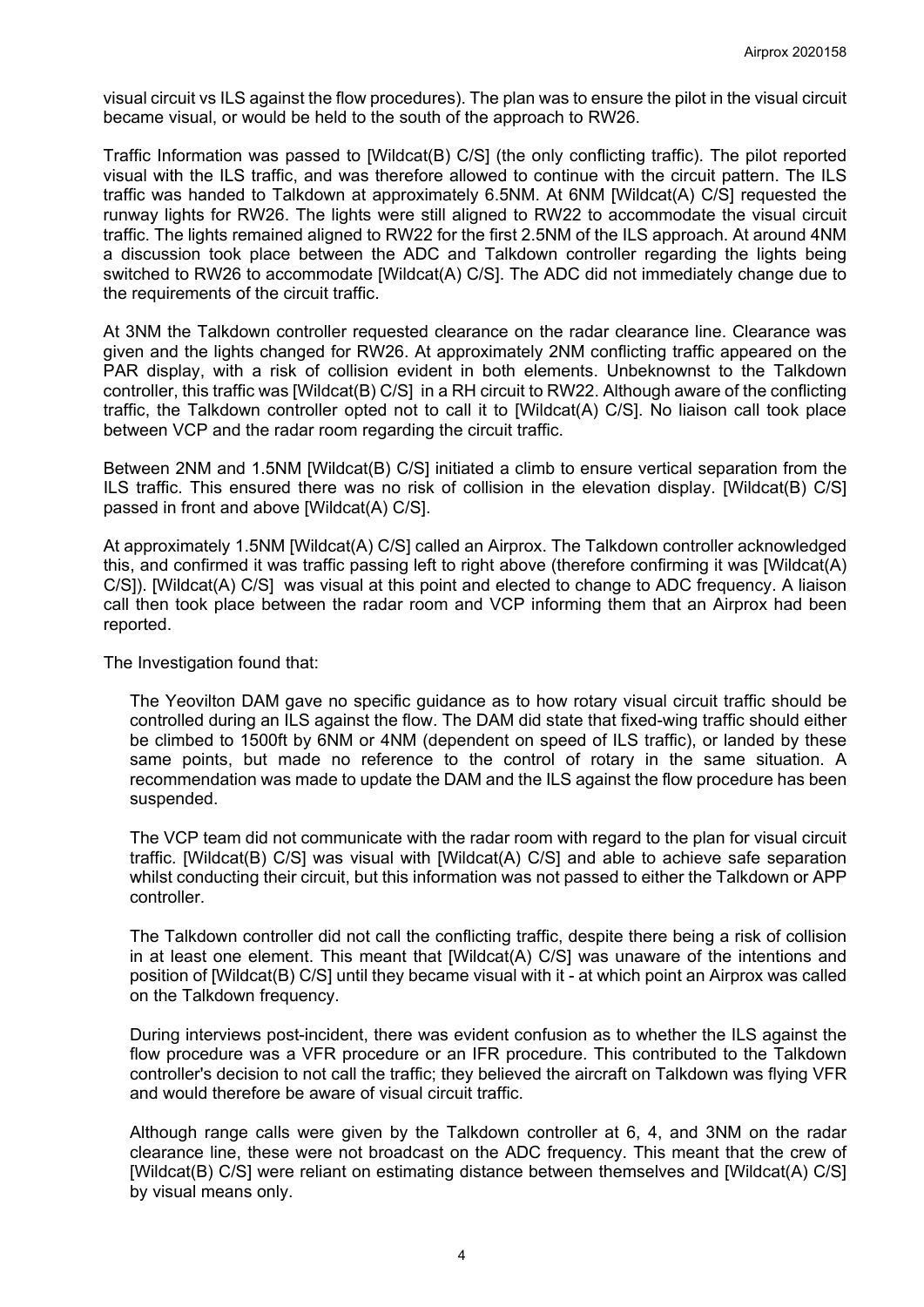visual circuit vs ILS against the flow procedures). The plan was to ensure the pilot in the visual circuit became visual, or would be held to the south of the approach to RW26.

Traffic Information was passed to [Wildcat(B) C/S] (the only conflicting traffic). The pilot reported visual with the ILS traffic, and was therefore allowed to continue with the circuit pattern. The ILS traffic was handed to Talkdown at approximately 6.5NM. At 6NM [Wildcat(A) C/S] requested the runway lights for RW26. The lights were still aligned to RW22 to accommodate the visual circuit traffic. The lights remained aligned to RW22 for the first 2.5NM of the ILS approach. At around 4NM a discussion took place between the ADC and Talkdown controller regarding the lights being switched to RW26 to accommodate [Wildcat(A) C/S]. The ADC did not immediately change due to the requirements of the circuit traffic.

At 3NM the Talkdown controller requested clearance on the radar clearance line. Clearance was given and the lights changed for RW26. At approximately 2NM conflicting traffic appeared on the PAR display, with a risk of collision evident in both elements. Unbeknownst to the Talkdown controller, this traffic was [Wildcat(B) C/S] in a RH circuit to RW22. Although aware of the conflicting traffic, the Talkdown controller opted not to call it to [Wildcat(A) C/S]. No liaison call took place between VCP and the radar room regarding the circuit traffic.

Between 2NM and 1.5NM [Wildcat(B) C/S] initiated a climb to ensure vertical separation from the ILS traffic. This ensured there was no risk of collision in the elevation display. [Wildcat(B) C/S] passed in front and above [Wildcat(A) C/S].

At approximately 1.5NM [Wildcat(A) C/S] called an Airprox. The Talkdown controller acknowledged this, and confirmed it was traffic passing left to right above (therefore confirming it was [Wildcat(A) C/S]). [Wildcat(A) C/S] was visual at this point and elected to change to ADC frequency. A liaison call then took place between the radar room and VCP informing them that an Airprox had been reported.

The Investigation found that:

> The Yeovilton DAM gave no specific guidance as to how rotary visual circuit traffic should be controlled during an ILS against the flow. The DAM did state that fixed-wing traffic should either be climbed to 1500ft by 6NM or 4NM (dependent on speed of ILS traffic), or landed by these same points, but made no reference to the control of rotary in the same situation. A recommendation was made to update the DAM and the ILS against the flow procedure has been suspended.
>
> The VCP team did not communicate with the radar room with regard to the plan for visual circuit traffic. [Wildcat(B) C/S] was visual with [Wildcat(A) C/S] and able to achieve safe separation whilst conducting their circuit, but this information was not passed to either the Talkdown or APP controller.
>
> The Talkdown controller did not call the conflicting traffic, despite there being a risk of collision in at least one element. This meant that [Wildcat(A) C/S] was unaware of the intentions and position of [Wildcat(B) C/S] until they became visual with it - at which point an Airprox was called on the Talkdown frequency.
>
> During interviews post-incident, there was evident confusion as to whether the ILS against the flow procedure was a VFR procedure or an IFR procedure. This contributed to the Talkdown controller's decision to not call the traffic; they believed the aircraft on Talkdown was flying VFR and would therefore be aware of visual circuit traffic.
>
> Although range calls were given by the Talkdown controller at 6, 4, and 3NM on the radar clearance line, these were not broadcast on the ADC frequency. This meant that the crew of [Wildcat(B) C/S] were reliant on estimating distance between themselves and [Wildcat(A) C/S] by visual means only.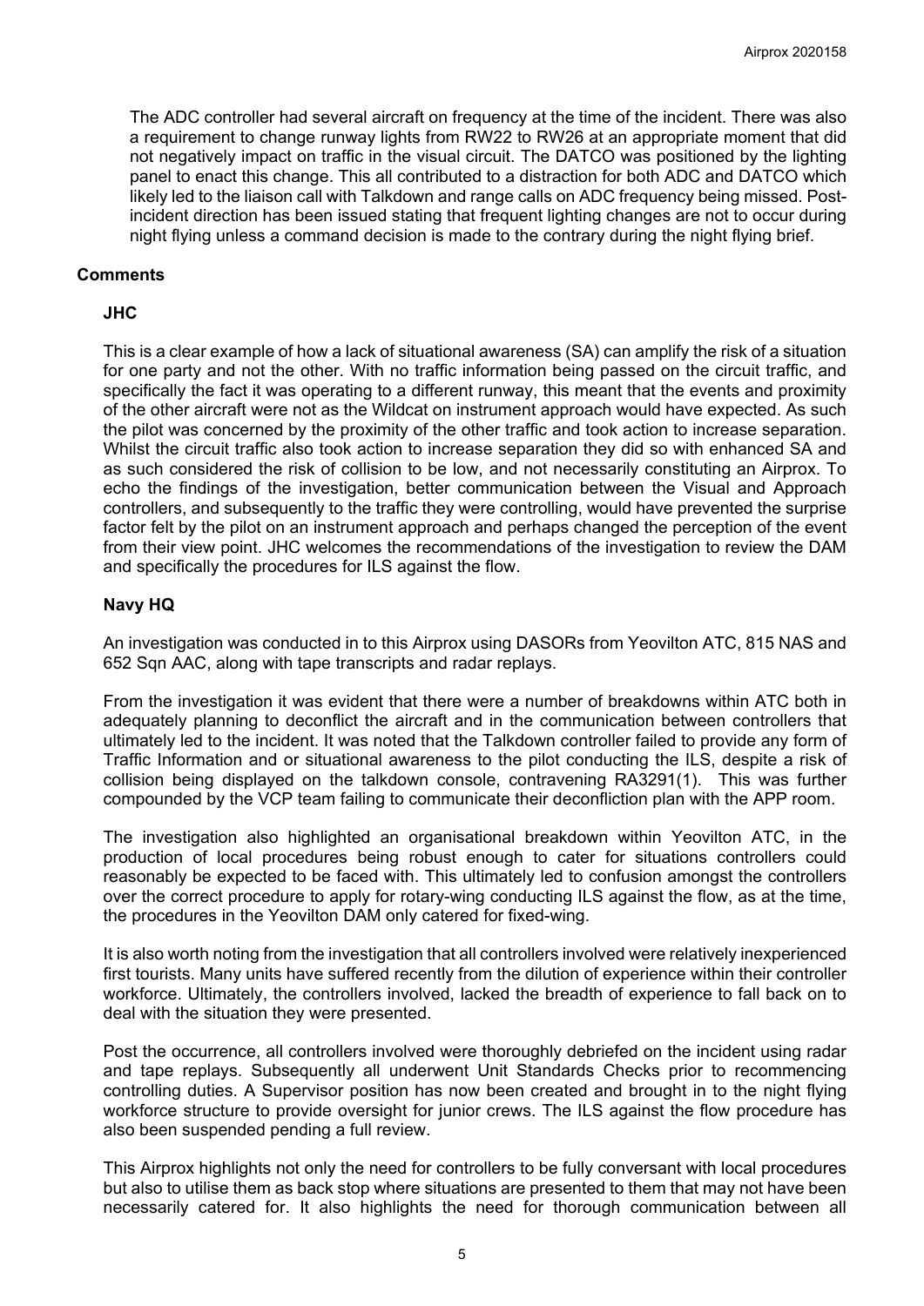The ADC controller had several aircraft on frequency at the time of the incident. There was also a requirement to change runway lights from RW22 to RW26 at an appropriate moment that did not negatively impact on traffic in the visual circuit. The DATCO was positioned by the lighting panel to enact this change. This all contributed to a distraction for both ADC and DATCO which likely led to the liaison call with Talkdown and range calls on ADC frequency being missed. Post-incident direction has been issued stating that frequent lighting changes are not to occur during night flying unless a command decision is made to the contrary during the night flying brief.

## Comments

### JHC

This is a clear example of how a lack of situational awareness (SA) can amplify the risk of a situation for one party and not the other. With no traffic information being passed on the circuit traffic, and specifically the fact it was operating to a different runway, this meant that the events and proximity of the other aircraft were not as the Wildcat on instrument approach would have expected. As such the pilot was concerned by the proximity of the other traffic and took action to increase separation. Whilst the circuit traffic also took action to increase separation they did so with enhanced SA and as such considered the risk of collision to be low, and not necessarily constituting an Airprox. To echo the findings of the investigation, better communication between the Visual and Approach controllers, and subsequently to the traffic they were controlling, would have prevented the surprise factor felt by the pilot on an instrument approach and perhaps changed the perception of the event from their view point. JHC welcomes the recommendations of the investigation to review the DAM and specifically the procedures for ILS against the flow.

### Navy HQ

An investigation was conducted in to this Airprox using DASORs from Yeovilton ATC, 815 NAS and 652 Sqn AAC, along with tape transcripts and radar replays.

From the investigation it was evident that there were a number of breakdowns within ATC both in adequately planning to deconflict the aircraft and in the communication between controllers that ultimately led to the incident. It was noted that the Talkdown controller failed to provide any form of Traffic Information and or situational awareness to the pilot conducting the ILS, despite a risk of collision being displayed on the talkdown console, contravening RA3291(1). This was further compounded by the VCP team failing to communicate their deconfliction plan with the APP room.

The investigation also highlighted an organisational breakdown within Yeovilton ATC, in the production of local procedures being robust enough to cater for situations controllers could reasonably be expected to be faced with. This ultimately led to confusion amongst the controllers over the correct procedure to apply for rotary-wing conducting ILS against the flow, as at the time, the procedures in the Yeovilton DAM only catered for fixed-wing.

It is also worth noting from the investigation that all controllers involved were relatively inexperienced first tourists. Many units have suffered recently from the dilution of experience within their controller workforce. Ultimately, the controllers involved, lacked the breadth of experience to fall back on to deal with the situation they were presented.

Post the occurrence, all controllers involved were thoroughly debriefed on the incident using radar and tape replays. Subsequently all underwent Unit Standards Checks prior to recommencing controlling duties. A Supervisor position has now been created and brought in to the night flying workforce structure to provide oversight for junior crews. The ILS against the flow procedure has also been suspended pending a full review.

This Airprox highlights not only the need for controllers to be fully conversant with local procedures but also to utilise them as back stop where situations are presented to them that may not have been necessarily catered for. It also highlights the need for thorough communication between all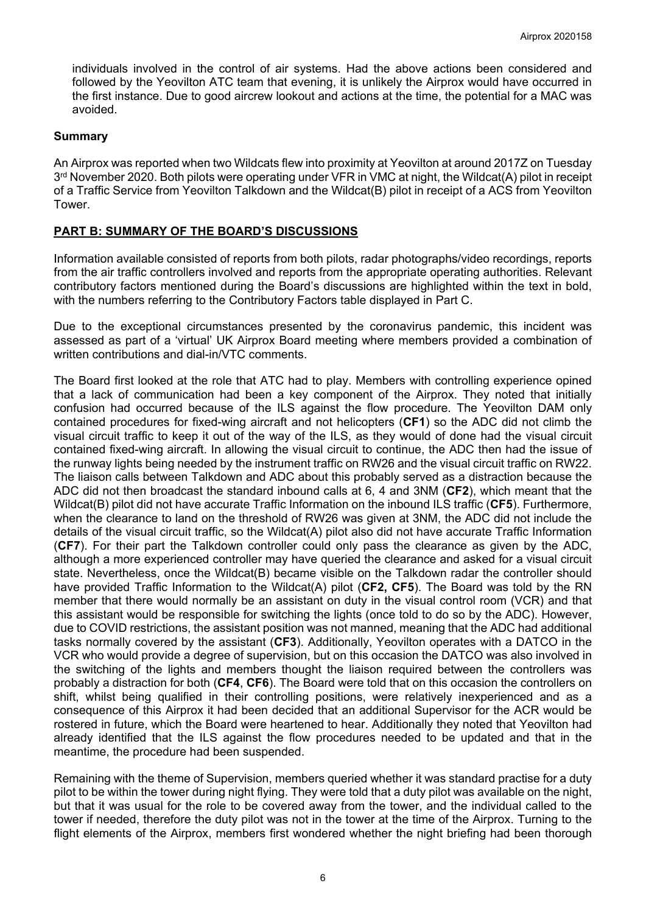individuals involved in the control of air systems. Had the above actions been considered and followed by the Yeovilton ATC team that evening, it is unlikely the Airprox would have occurred in the first instance. Due to good aircrew lookout and actions at the time, the potential for a MAC was avoided.

### Summary

An Airprox was reported when two Wildcats flew into proximity at Yeovilton at around 2017Z on Tuesday 3rd November 2020. Both pilots were operating under VFR in VMC at night, the Wildcat(A) pilot in receipt of a Traffic Service from Yeovilton Talkdown and the Wildcat(B) pilot in receipt of a ACS from Yeovilton Tower.

## PART B: SUMMARY OF THE BOARD'S DISCUSSIONS

Information available consisted of reports from both pilots, radar photographs/video recordings, reports from the air traffic controllers involved and reports from the appropriate operating authorities. Relevant contributory factors mentioned during the Board's discussions are highlighted within the text in bold, with the numbers referring to the Contributory Factors table displayed in Part C.

Due to the exceptional circumstances presented by the coronavirus pandemic, this incident was assessed as part of a 'virtual' UK Airprox Board meeting where members provided a combination of written contributions and dial-in/VTC comments.

The Board first looked at the role that ATC had to play. Members with controlling experience opined that a lack of communication had been a key component of the Airprox. They noted that initially confusion had occurred because of the ILS against the flow procedure. The Yeovilton DAM only contained procedures for fixed-wing aircraft and not helicopters (**CF1**) so the ADC did not climb the visual circuit traffic to keep it out of the way of the ILS, as they would of done had the visual circuit contained fixed-wing aircraft. In allowing the visual circuit to continue, the ADC then had the issue of the runway lights being needed by the instrument traffic on RW26 and the visual circuit traffic on RW22. The liaison calls between Talkdown and ADC about this probably served as a distraction because the ADC did not then broadcast the standard inbound calls at 6, 4 and 3NM (**CF2**), which meant that the Wildcat(B) pilot did not have accurate Traffic Information on the inbound ILS traffic (**CF5**). Furthermore, when the clearance to land on the threshold of RW26 was given at 3NM, the ADC did not include the details of the visual circuit traffic, so the Wildcat(A) pilot also did not have accurate Traffic Information (**CF7**). For their part the Talkdown controller could only pass the clearance as given by the ADC, although a more experienced controller may have queried the clearance and asked for a visual circuit state. Nevertheless, once the Wildcat(B) became visible on the Talkdown radar the controller should have provided Traffic Information to the Wildcat(A) pilot (**CF2, CF5**). The Board was told by the RN member that there would normally be an assistant on duty in the visual control room (VCR) and that this assistant would be responsible for switching the lights (once told to do so by the ADC). However, due to COVID restrictions, the assistant position was not manned, meaning that the ADC had additional tasks normally covered by the assistant (**CF3**). Additionally, Yeovilton operates with a DATCO in the VCR who would provide a degree of supervision, but on this occasion the DATCO was also involved in the switching of the lights and members thought the liaison required between the controllers was probably a distraction for both (**CF4**, **CF6**). The Board were told that on this occasion the controllers on shift, whilst being qualified in their controlling positions, were relatively inexperienced and as a consequence of this Airprox it had been decided that an additional Supervisor for the ACR would be rostered in future, which the Board were heartened to hear. Additionally they noted that Yeovilton had already identified that the ILS against the flow procedures needed to be updated and that in the meantime, the procedure had been suspended.

Remaining with the theme of Supervision, members queried whether it was standard practise for a duty pilot to be within the tower during night flying. They were told that a duty pilot was available on the night, but that it was usual for the role to be covered away from the tower, and the individual called to the tower if needed, therefore the duty pilot was not in the tower at the time of the Airprox. Turning to the flight elements of the Airprox, members first wondered whether the night briefing had been thorough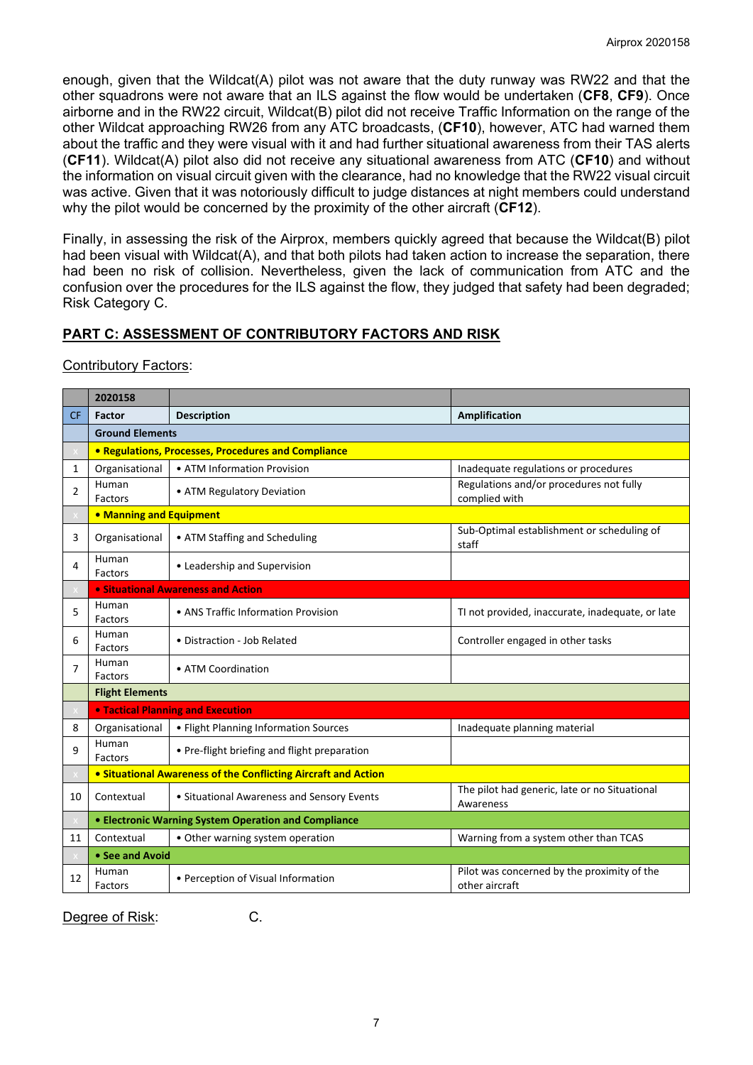enough, given that the Wildcat(A) pilot was not aware that the duty runway was RW22 and that the other squadrons were not aware that an ILS against the flow would be undertaken (**CF8**, **CF9**). Once airborne and in the RW22 circuit, Wildcat(B) pilot did not receive Traffic Information on the range of the other Wildcat approaching RW26 from any ATC broadcasts, (**CF10**), however, ATC had warned them about the traffic and they were visual with it and had further situational awareness from their TAS alerts (**CF11**). Wildcat(A) pilot also did not receive any situational awareness from ATC (**CF10**) and without the information on visual circuit given with the clearance, had no knowledge that the RW22 visual circuit was active. Given that it was notoriously difficult to judge distances at night members could understand why the pilot would be concerned by the proximity of the other aircraft (**CF12**).

Finally, in assessing the risk of the Airprox, members quickly agreed that because the Wildcat(B) pilot had been visual with Wildcat(A), and that both pilots had taken action to increase the separation, there had been no risk of collision. Nevertheless, given the lack of communication from ATC and the confusion over the procedures for the ILS against the flow, they judged that safety had been degraded; Risk Category C.

## PART C: ASSESSMENT OF CONTRIBUTORY FACTORS AND RISK

Contributory Factors:

| | 2020158 | | |
|---|---|---|---|
| CF | Factor | Description | Amplification |
| | **Ground Elements** | | |
| x | **• Regulations, Processes, Procedures and Compliance** | | |
| 1 | Organisational | • ATM Information Provision | Inadequate regulations or procedures |
| 2 | Human Factors | • ATM Regulatory Deviation | Regulations and/or procedures not fully complied with |
| x | **• Manning and Equipment** | | |
| 3 | Organisational | • ATM Staffing and Scheduling | Sub-Optimal establishment or scheduling of staff |
| 4 | Human Factors | • Leadership and Supervision | |
| x | **• Situational Awareness and Action** | | |
| 5 | Human Factors | • ANS Traffic Information Provision | TI not provided, inaccurate, inadequate, or late |
| 6 | Human Factors | • Distraction - Job Related | Controller engaged in other tasks |
| 7 | Human Factors | • ATM Coordination | |
| | **Flight Elements** | | |
| x | **• Tactical Planning and Execution** | | |
| 8 | Organisational | • Flight Planning Information Sources | Inadequate planning material |
| 9 | Human Factors | • Pre-flight briefing and flight preparation | |
| x | **• Situational Awareness of the Conflicting Aircraft and Action** | | |
| 10 | Contextual | • Situational Awareness and Sensory Events | The pilot had generic, late or no Situational Awareness |
| x | **• Electronic Warning System Operation and Compliance** | | |
| 11 | Contextual | • Other warning system operation | Warning from a system other than TCAS |
| x | **• See and Avoid** | | |
| 12 | Human Factors | • Perception of Visual Information | Pilot was concerned by the proximity of the other aircraft |

Degree of Risk: C.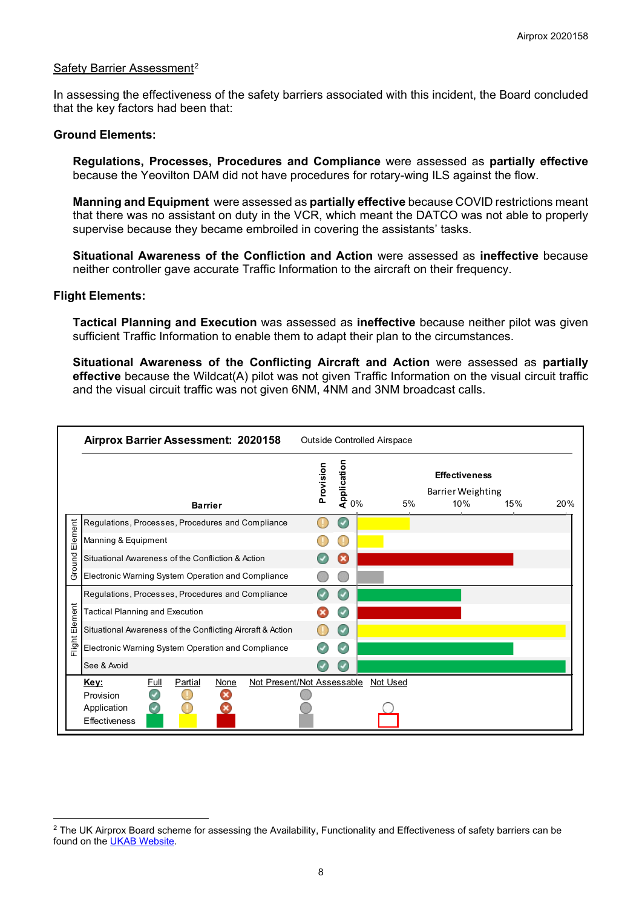## Safety Barrier Assessment[2]

In assessing the effectiveness of the safety barriers associated with this incident, the Board concluded that the key factors had been that:

**Ground Elements:**

**Regulations, Processes, Procedures and Compliance** were assessed as **partially effective** because the Yeovilton DAM did not have procedures for rotary-wing ILS against the flow.

**Manning and Equipment** were assessed as **partially effective** because COVID restrictions meant that there was no assistant on duty in the VCR, which meant the DATCO was not able to properly supervise because they became embroiled in covering the assistants' tasks.

**Situational Awareness of the Confliction and Action** were assessed as **ineffective** because neither controller gave accurate Traffic Information to the aircraft on their frequency.

**Flight Elements:**

**Tactical Planning and Execution** was assessed as **ineffective** because neither pilot was given sufficient Traffic Information to enable them to adapt their plan to the circumstances.

**Situational Awareness of the Conflicting Aircraft and Action** were assessed as **partially effective** because the Wildcat(A) pilot was not given Traffic Information on the visual circuit traffic and the visual circuit traffic was not given 6NM, 4NM and 3NM broadcast calls.

**Airprox Barrier Assessment: 2020158** Outside Controlled Airspace

| Element | Barrier | Provision | Application |
|---|---|---|---|
| Ground Element | Regulations, Processes, Procedures and Compliance | Partial | Full |
| Ground Element | Manning & Equipment | Partial | Partial |
| Ground Element | Situational Awareness of the Confliction & Action | Full | None |
| Ground Element | Electronic Warning System Operation and Compliance | Not Present/Not Assessable | Not Present/Not Assessable |
| Flight Element | Regulations, Processes, Procedures and Compliance | Full | Full |
| Flight Element | Tactical Planning and Execution | None | Full |
| Flight Element | Situational Awareness of the Conflicting Aircraft & Action | Partial | Full |
| Flight Element | Electronic Warning System Operation and Compliance | Full | Full |
| Flight Element | See & Avoid | Full | Full |

Effectiveness
Barrier Weighting
0% 5% 10% 15% 20%

Key: Full, Partial, None, Not Present/Not Assessable, Not Used
Provision
Application
Effectiveness

[2] The UK Airprox Board scheme for assessing the Availability, Functionality and Effectiveness of safety barriers can be found on the UKAB Website.